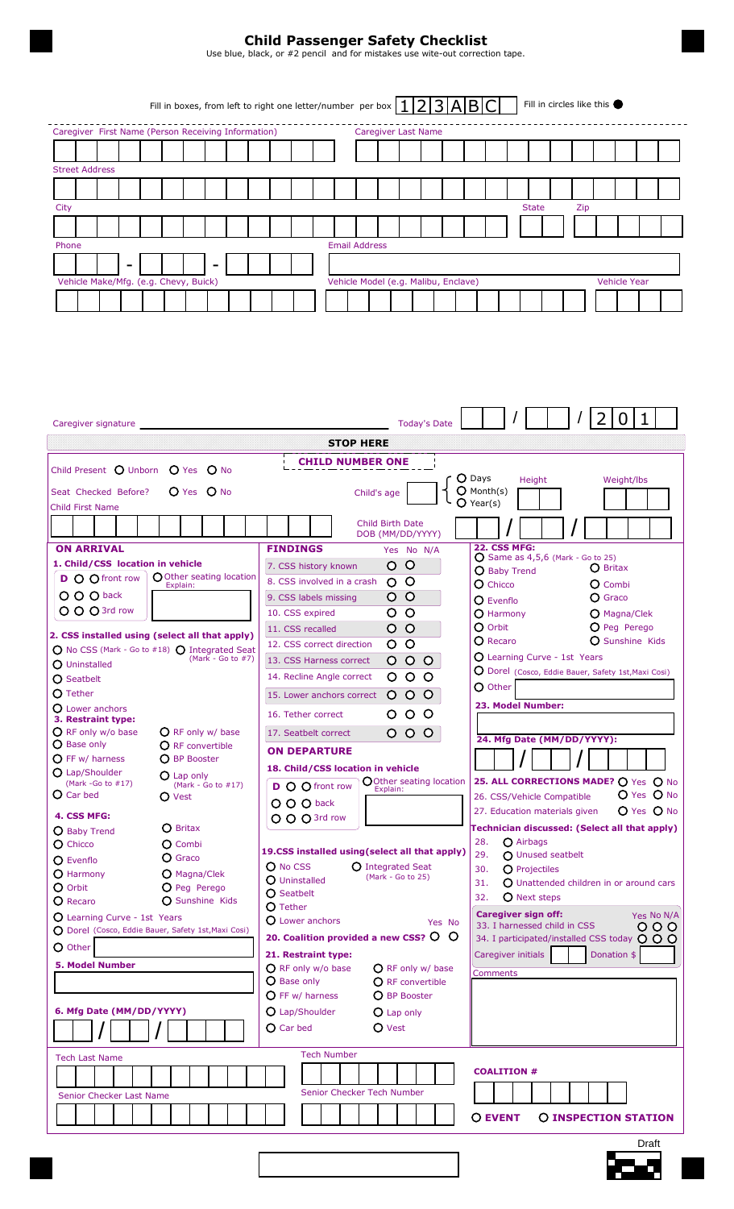# Child Passenger Safety Checklist

Use blue, black, or #2 pencil and for mistakes use wite-out correction tape.

Fill in boxes, from left to right one letter/number per box | 1 | 2 | 3 | A | B | C | Fill in circles like this ●

Caregiver First Name (Person Receiving Information) | Caregiver Last Name

Street Address

City | State | Zip

Phone ___ - ___ - ____ | Email Address

Vehicle Make/Mfg. (e.g. Chevy, Buick) | Vehicle Model (e.g. Malibu, Enclave) | Vehicle Year

Caregiver signature ______________________ Today's Date ___ / ___ / 201_

**STOP HERE**

## CHILD NUMBER ONE

Child Present ○ Unborn ○ Yes ○ No

Seat Checked Before? ○ Yes ○ No

Child's age ___ ○ Days ○ Month(s) ○ Year(s) | Height | Weight/lbs

Child First Name

Child Birth Date DOB (MM/DD/YYYY) ___ / ___ / ____

### ON ARRIVAL

**1. Child/CSS location in vehicle**

- **D** ○ ○ front row
- ○ ○ ○ back
- ○ ○ ○ 3rd row
- ○ Other seating location Explain:

**2. CSS installed using (select all that apply)**

- ○ No CSS (Mark - Go to #18)
- ○ Integrated Seat (Mark - Go to #7)
- ○ Uninstalled
- ○ Seatbelt
- ○ Tether
- ○ Lower anchors

**3. Restraint type:**

- ○ RF only w/o base
- ○ RF only w/ base
- ○ Base only
- ○ RF convertible
- ○ FF w/ harness
- ○ BP Booster
- ○ Lap/Shoulder (Mark -Go to #17)
- ○ Lap only (Mark - Go to #17)
- ○ Car bed
- ○ Vest

**4. CSS MFG:**

- ○ Baby Trend
- ○ Britax
- ○ Chicco
- ○ Combi
- ○ Evenflo
- ○ Graco
- ○ Harmony
- ○ Magna/Clek
- ○ Orbit
- ○ Peg Perego
- ○ Recaro
- ○ Sunshine Kids
- ○ Learning Curve - 1st Years
- ○ Dorel (Cosco, Eddie Bauer, Safety 1st,Maxi Cosi)
- ○ Other

**5. Model Number**

**6. Mfg Date (MM/DD/YYYY)** ___ / ___ / ____

### FINDINGS

| | Yes | No | N/A |
|---|---|---|---|
| 7. CSS history known | ○ | ○ | |
| 8. CSS involved in a crash | ○ | ○ | |
| 9. CSS labels missing | ○ | ○ | |
| 10. CSS expired | ○ | ○ | |
| 11. CSS recalled | ○ | ○ | |
| 12. CSS correct direction | ○ | ○ | |
| 13. CSS Harness correct | ○ | ○ | ○ |
| 14. Recline Angle correct | ○ | ○ | ○ |
| 15. Lower anchors correct | ○ | ○ | ○ |
| 16. Tether correct | ○ | ○ | ○ |
| 17. Seatbelt correct | ○ | ○ | ○ |

### ON DEPARTURE

**18. Child/CSS location in vehicle**

- **D** ○ ○ front row
- ○ ○ ○ back
- ○ ○ ○ 3rd row
- ○ Other seating location Explain:

**19. CSS installed using (select all that apply)**

- ○ No CSS
- ○ Integrated Seat (Mark - Go to 25)
- ○ Uninstalled
- ○ Seatbelt
- ○ Tether
- ○ Lower anchors

**20. Coalition provided a new CSS?** Yes ○ No ○

**21. Restraint type:**

- ○ RF only w/o base
- ○ RF only w/ base
- ○ Base only
- ○ RF convertible
- ○ FF w/ harness
- ○ BP Booster
- ○ Lap/Shoulder
- ○ Lap only
- ○ Car bed
- ○ Vest

**22. CSS MFG:**

- ○ Same as 4,5,6 (Mark - Go to 25)
- ○ Baby Trend
- ○ Britax
- ○ Chicco
- ○ Combi
- ○ Evenflo
- ○ Graco
- ○ Harmony
- ○ Magna/Clek
- ○ Orbit
- ○ Peg Perego
- ○ Recaro
- ○ Sunshine Kids
- ○ Learning Curve - 1st Years
- ○ Dorel (Cosco, Eddie Bauer, Safety 1st,Maxi Cosi)
- ○ Other

**23. Model Number:**

**24. Mfg Date (MM/DD/YYYY):** ___ / ___ / ____

**25. ALL CORRECTIONS MADE?** ○ Yes ○ No

26. CSS/Vehicle Compatible ○ Yes ○ No

27. Education materials given ○ Yes ○ No

**Technician discussed: (Select all that apply)**

28. ○ Airbags
29. ○ Unused seatbelt
30. ○ Projectiles
31. ○ Unattended children in or around cars
32. ○ Next steps

**Caregiver sign off:**

| | Yes | No | N/A |
|---|---|---|---|
| 33. I harnessed child in CSS | ○ | ○ | ○ |
| 34. I participated/installed CSS today | ○ | ○ | ○ |

Caregiver initials | Donation $

Comments

Tech Last Name | Tech Number

Senior Checker Last Name | Senior Checker Tech Number

**COALITION #**

○ **EVENT** ○ **INSPECTION STATION**

Draft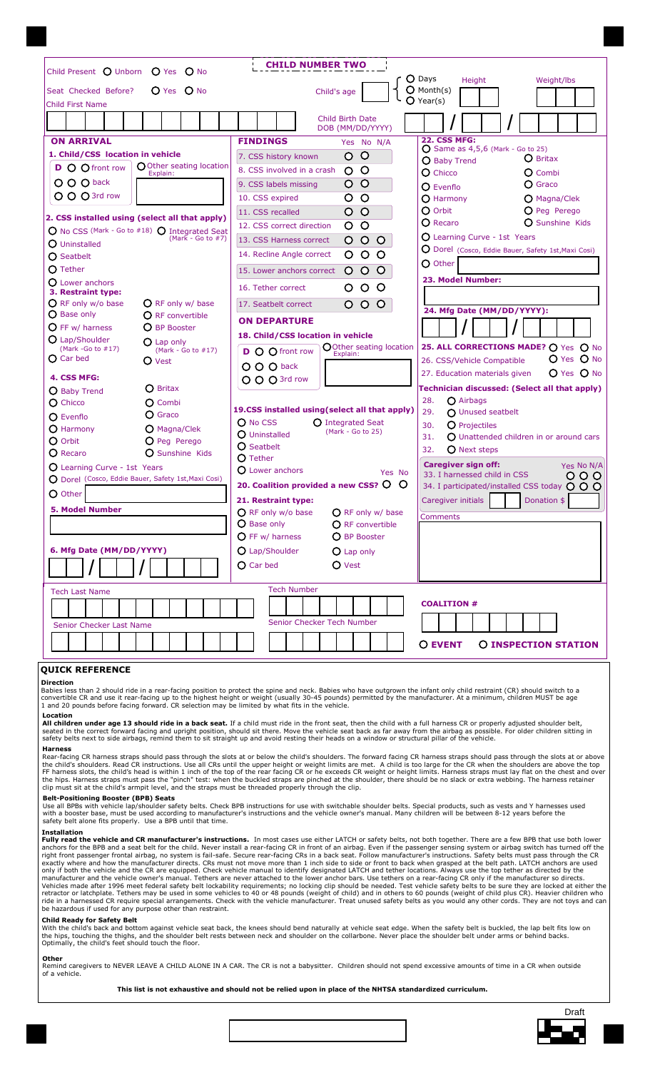## CHILD NUMBER TWO

Child Present ○ Unborn ○ Yes ○ No

Seat Checked Before? ○ Yes ○ No

Child's age ○ Days ○ Month(s) ○ Year(s)

Height

Weight/lbs

Child First Name

Child Birth Date DOB (MM/DD/YYYY) / /

### ON ARRIVAL

**1. Child/CSS location in vehicle**

D ○ ○ front row
○ ○ ○ back
○ ○ ○ 3rd row

○ Other seating location Explain:

**2. CSS installed using (select all that apply)**

○ No CSS (Mark - Go to #18)
○ Integrated Seat (Mark - Go to #7)
○ Uninstalled
○ Seatbelt
○ Tether
○ Lower anchors

**3. Restraint type:**

○ RF only w/o base
○ RF only w/ base
○ Base only
○ RF convertible
○ FF w/ harness
○ BP Booster
○ Lap/Shoulder (Mark -Go to #17)
○ Lap only (Mark - Go to #17)
○ Car bed
○ Vest

**4. CSS MFG:**

○ Baby Trend
○ Britax
○ Chicco
○ Combi
○ Evenflo
○ Graco
○ Harmony
○ Magna/Clek
○ Orbit
○ Peg Perego
○ Recaro
○ Sunshine Kids
○ Learning Curve - 1st Years
○ Dorel (Cosco, Eddie Bauer, Safety 1st,Maxi Cosi)
○ Other

**5. Model Number**

**6. Mfg Date (MM/DD/YYYY)** / /

### FINDINGS

| | Yes | No | N/A |
|---|---|---|---|
| 7. CSS history known | ○ | ○ | |
| 8. CSS involved in a crash | ○ | ○ | |
| 9. CSS labels missing | ○ | ○ | |
| 10. CSS expired | ○ | ○ | |
| 11. CSS recalled | ○ | ○ | |
| 12. CSS correct direction | ○ | ○ | |
| 13. CSS Harness correct | ○ | ○ | ○ |
| 14. Recline Angle correct | ○ | ○ | ○ |
| 15. Lower anchors correct | ○ | ○ | ○ |
| 16. Tether correct | ○ | ○ | ○ |
| 17. Seatbelt correct | ○ | ○ | ○ |

### ON DEPARTURE

**18. Child/CSS location in vehicle**

D ○ ○ front row
○ ○ ○ back
○ ○ ○ 3rd row

○ Other seating location Explain:

**19.CSS installed using(select all that apply)**

○ No CSS
○ Integrated Seat (Mark - Go to 25)
○ Uninstalled
○ Seatbelt
○ Tether
○ Lower anchors

**20. Coalition provided a new CSS?** Yes ○ No ○

**21. Restraint type:**

○ RF only w/o base
○ RF only w/ base
○ Base only
○ RF convertible
○ FF w/ harness
○ BP Booster
○ Lap/Shoulder
○ Lap only
○ Car bed
○ Vest

**22. CSS MFG:**

○ Same as 4,5,6 (Mark - Go to 25)
○ Baby Trend
○ Britax
○ Chicco
○ Combi
○ Evenflo
○ Graco
○ Harmony
○ Magna/Clek
○ Orbit
○ Peg Perego
○ Recaro
○ Sunshine Kids
○ Learning Curve - 1st Years
○ Dorel (Cosco, Eddie Bauer, Safety 1st,Maxi Cosi)
○ Other

**23. Model Number:**

**24. Mfg Date (MM/DD/YYYY):** / /

**25. ALL CORRECTIONS MADE?** ○ Yes ○ No

26. CSS/Vehicle Compatible ○ Yes ○ No

27. Education materials given ○ Yes ○ No

**Technician discussed: (Select all that apply)**

28. ○ Airbags
29. ○ Unused seatbelt
30. ○ Projectiles
31. ○ Unattended children in or around cars
32. ○ Next steps

**Caregiver sign off:**

| | Yes | No | N/A |
|---|---|---|---|
| 33. I harnessed child in CSS | ○ | ○ | ○ |
| 34. I participated/installed CSS today | ○ | ○ | ○ |

Caregiver initials

Donation $

Comments

Tech Last Name

Tech Number

Senior Checker Last Name

Senior Checker Tech Number

**COALITION #**

○ **EVENT** ○ **INSPECTION STATION**

## QUICK REFERENCE

**Direction**

Babies less than 2 should ride in a rear-facing position to protect the spine and neck. Babies who have outgrown the infant only child restraint (CR) should switch to a convertible CR and use it rear-facing up to the highest height or weight (usually 30-45 pounds) permitted by the manufacturer. At a minimum, children MUST be age 1 and 20 pounds before facing forward. CR selection may be limited by what fits in the vehicle.

**Location**

**All children under age 13 should ride in a back seat.** If a child must ride in the front seat, then the child with a full harness CR or properly adjusted shoulder belt, seated in the correct forward facing and upright position, should sit there. Move the vehicle seat back as far away from the airbag as possible. For older children sitting in safety belts next to side airbags, remind them to sit straight up and avoid resting their heads on a window or structural pillar of the vehicle.

**Harness**

Rear-facing CR harness straps should pass through the slots at or below the child's shoulders. The forward facing CR harness straps should pass through the slots at or above the child's shoulders. Read CR instructions. Use all CRs until the upper height or weight limits are met. A child is too large for the CR when the shoulders are above the top FF harness slots, the child's head is within 1 inch of the top of the rear facing CR or he exceeds CR weight or height limits. Harness straps must lay flat on the chest and over the hips. Harness straps must pass the "pinch" test: when the buckled straps are pinched at the shoulder, there should be no slack or extra webbing. The harness retainer clip must sit at the child's armpit level, and the straps must be threaded properly through the clip.

**Belt-Positioning Booster (BPB) Seats**

Use all BPBs with vehicle lap/shoulder safety belts. Check BPB instructions for use with switchable shoulder belts. Special products, such as vests and Y harnesses used with a booster base, must be used according to manufacturer's instructions and the vehicle owner's manual. Many children will be between 8-12 years before the safety belt alone fits properly. Use a BPB until that time.

**Installation**

**Fully read the vehicle and CR manufacturer's instructions.** In most cases use either LATCH or safety belts, not both together. There are a few BPB that use both lower anchors for the BPB and a seat belt for the child. Never install a rear-facing CR in front of an airbag. Even if the passenger sensing system or airbag switch has turned off the right front passenger frontal airbag, no system is fail-safe. Secure rear-facing CRs in a back seat. Follow manufacturer's instructions. Safety belts must pass through the CR exactly where and how the manufacturer directs. CRs must not move more than 1 inch side to side or front to back when grasped at the belt path. LATCH anchors are used only if both the vehicle and the CR are equipped. Check vehicle manual to identify designated LATCH and tether locations. Always use the top tether as directed by the manufacturer and the vehicle owner's manual. Tethers are never attached to the lower anchor bars. Use tethers on a rear-facing CR only if the manufacturer so directs. Vehicles made after 1996 meet federal safety belt lockability requirements; no locking clip should be needed. Test vehicle safety belts to be sure they are locked at either the retractor or latchplate. Tethers may be used in some vehicles to 40 or 48 pounds (weight of child) and in others to 60 pounds (weight of child plus CR). Heavier children who ride in a harnessed CR require special arrangements. Check with the vehicle manufacturer. Treat unused safety belts as you would any other cords. They are not toys and can be hazardous if used for any purpose other than restraint.

**Child Ready for Safety Belt**

With the child's back and bottom against vehicle seat back, the knees should bend naturally at vehicle seat edge. When the safety belt is buckled, the lap belt fits low on the hips, touching the thighs, and the shoulder belt rests between neck and shoulder on the collarbone. Never place the shoulder belt under arms or behind backs. Optimally, the child's feet should touch the floor.

**Other**

Remind caregivers to NEVER LEAVE A CHILD ALONE IN A CAR. The CR is not a babysitter. Children should not spend excessive amounts of time in a CR when outside of a vehicle.

**This list is not exhaustive and should not be relied upon in place of the NHTSA standardized curriculum.**

Draft